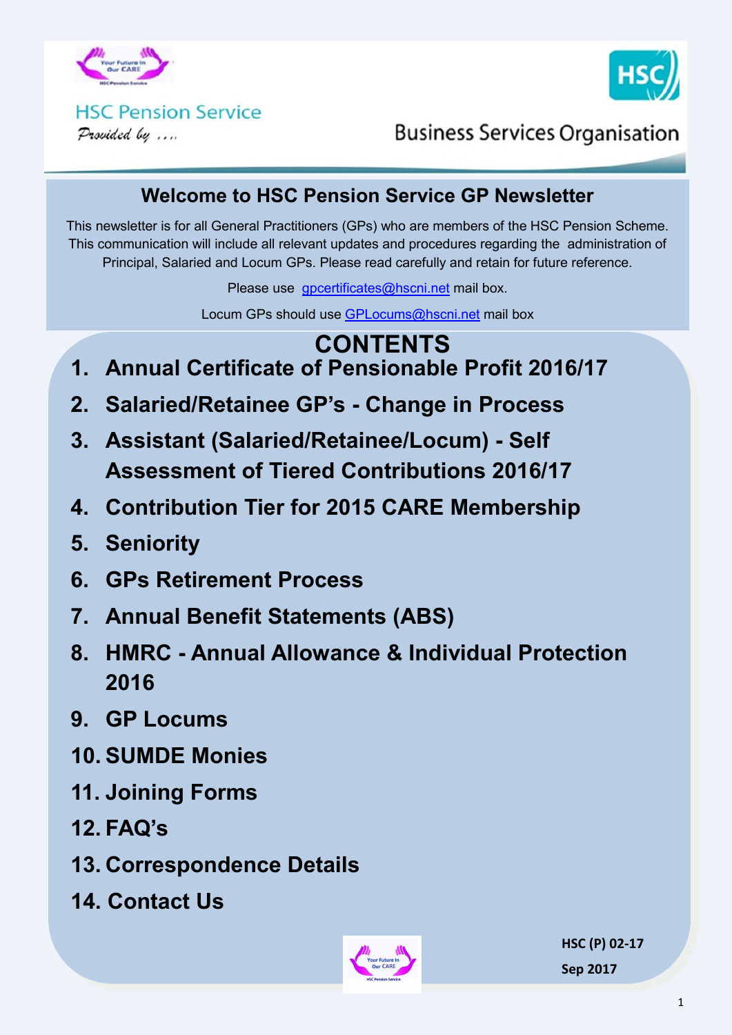HSC Pension Service

*Provided by ….*

Business Services Organisation

## Welcome to HSC Pension Service GP Newsletter

This newsletter is for all General Practitioners (GPs) who are members of the HSC Pension Scheme. This communication will include all relevant updates and procedures regarding the administration of Principal, Salaried and Locum GPs. Please read carefully and retain for future reference.

Please use gpcertificates@hscni.net mail box.

Locum GPs should use GPLocums@hscni.net mail box

# CONTENTS

1. **Annual Certificate of Pensionable Profit 2016/17**
2. **Salaried/Retainee GP's - Change in Process**
3. **Assistant (Salaried/Retainee/Locum) - Self Assessment of Tiered Contributions 2016/17**
4. **Contribution Tier for 2015 CARE Membership**
5. **Seniority**
6. **GPs Retirement Process**
7. **Annual Benefit Statements (ABS)**
8. **HMRC - Annual Allowance & Individual Protection 2016**
9. **GP Locums**
10. **SUMDE Monies**
11. **Joining Forms**
12. **FAQ's**
13. **Correspondence Details**
14. **Contact Us**

**HSC (P) 02-17**

**Sep 2017**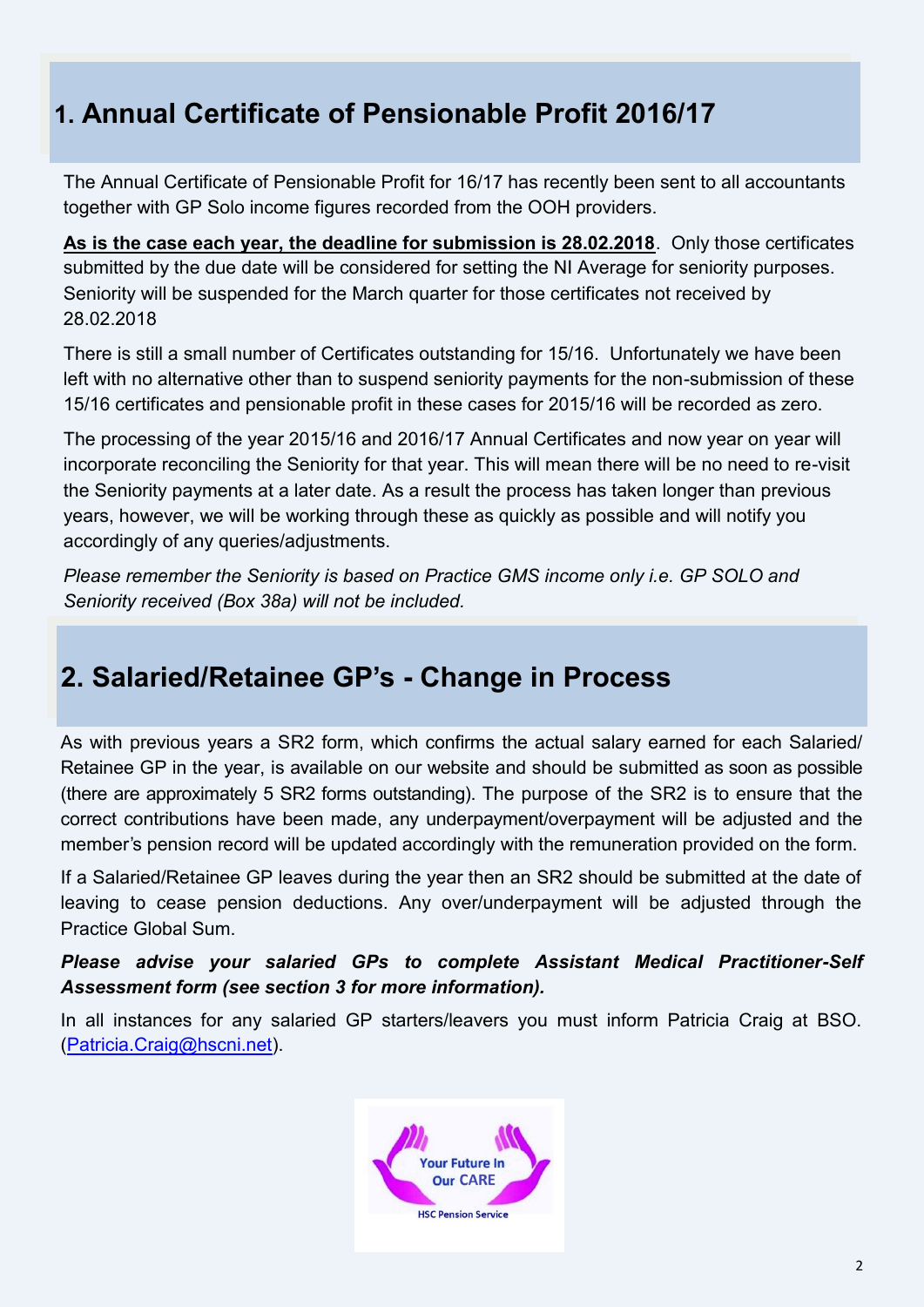## 1. Annual Certificate of Pensionable Profit 2016/17

The Annual Certificate of Pensionable Profit for 16/17 has recently been sent to all accountants together with GP Solo income figures recorded from the OOH providers.

**As is the case each year, the deadline for submission is 28.02.2018**. Only those certificates submitted by the due date will be considered for setting the NI Average for seniority purposes. Seniority will be suspended for the March quarter for those certificates not received by 28.02.2018

There is still a small number of Certificates outstanding for 15/16. Unfortunately we have been left with no alternative other than to suspend seniority payments for the non-submission of these 15/16 certificates and pensionable profit in these cases for 2015/16 will be recorded as zero.

The processing of the year 2015/16 and 2016/17 Annual Certificates and now year on year will incorporate reconciling the Seniority for that year. This will mean there will be no need to re-visit the Seniority payments at a later date. As a result the process has taken longer than previous years, however, we will be working through these as quickly as possible and will notify you accordingly of any queries/adjustments.

*Please remember the Seniority is based on Practice GMS income only i.e. GP SOLO and Seniority received (Box 38a) will not be included.*

## 2. Salaried/Retainee GP's - Change in Process

As with previous years a SR2 form, which confirms the actual salary earned for each Salaried/ Retainee GP in the year, is available on our website and should be submitted as soon as possible (there are approximately 5 SR2 forms outstanding). The purpose of the SR2 is to ensure that the correct contributions have been made, any underpayment/overpayment will be adjusted and the member's pension record will be updated accordingly with the remuneration provided on the form.

If a Salaried/Retainee GP leaves during the year then an SR2 should be submitted at the date of leaving to cease pension deductions. Any over/underpayment will be adjusted through the Practice Global Sum.

***Please advise your salaried GPs to complete Assistant Medical Practitioner-Self Assessment form (see section 3 for more information).***

In all instances for any salaried GP starters/leavers you must inform Patricia Craig at BSO. (Patricia.Craig@hscni.net).

Your Future In Our CARE

HSC Pension Service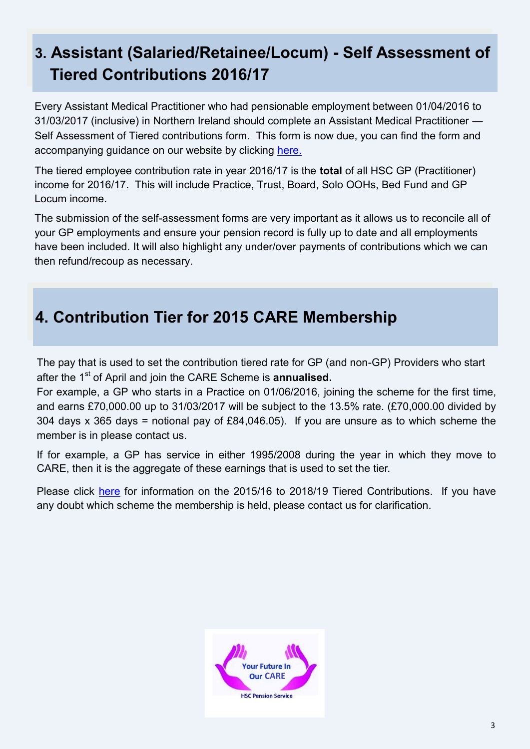## 3. Assistant (Salaried/Retainee/Locum) - Self Assessment of Tiered Contributions 2016/17

Every Assistant Medical Practitioner who had pensionable employment between 01/04/2016 to 31/03/2017 (inclusive) in Northern Ireland should complete an Assistant Medical Practitioner — Self Assessment of Tiered contributions form. This form is now due, you can find the form and accompanying guidance on our website by clicking here.

The tiered employee contribution rate in year 2016/17 is the **total** of all HSC GP (Practitioner) income for 2016/17. This will include Practice, Trust, Board, Solo OOHs, Bed Fund and GP Locum income.

The submission of the self-assessment forms are very important as it allows us to reconcile all of your GP employments and ensure your pension record is fully up to date and all employments have been included. It will also highlight any under/over payments of contributions which we can then refund/recoup as necessary.

## 4. Contribution Tier for 2015 CARE Membership

The pay that is used to set the contribution tiered rate for GP (and non-GP) Providers who start after the 1st of April and join the CARE Scheme is **annualised.**

For example, a GP who starts in a Practice on 01/06/2016, joining the scheme for the first time, and earns £70,000.00 up to 31/03/2017 will be subject to the 13.5% rate. (£70,000.00 divided by 304 days x 365 days = notional pay of £84,046.05). If you are unsure as to which scheme the member is in please contact us.

If for example, a GP has service in either 1995/2008 during the year in which they move to CARE, then it is the aggregate of these earnings that is used to set the tier.

Please click here for information on the 2015/16 to 2018/19 Tiered Contributions. If you have any doubt which scheme the membership is held, please contact us for clarification.

Your Future In Our CARE

HSC Pension Service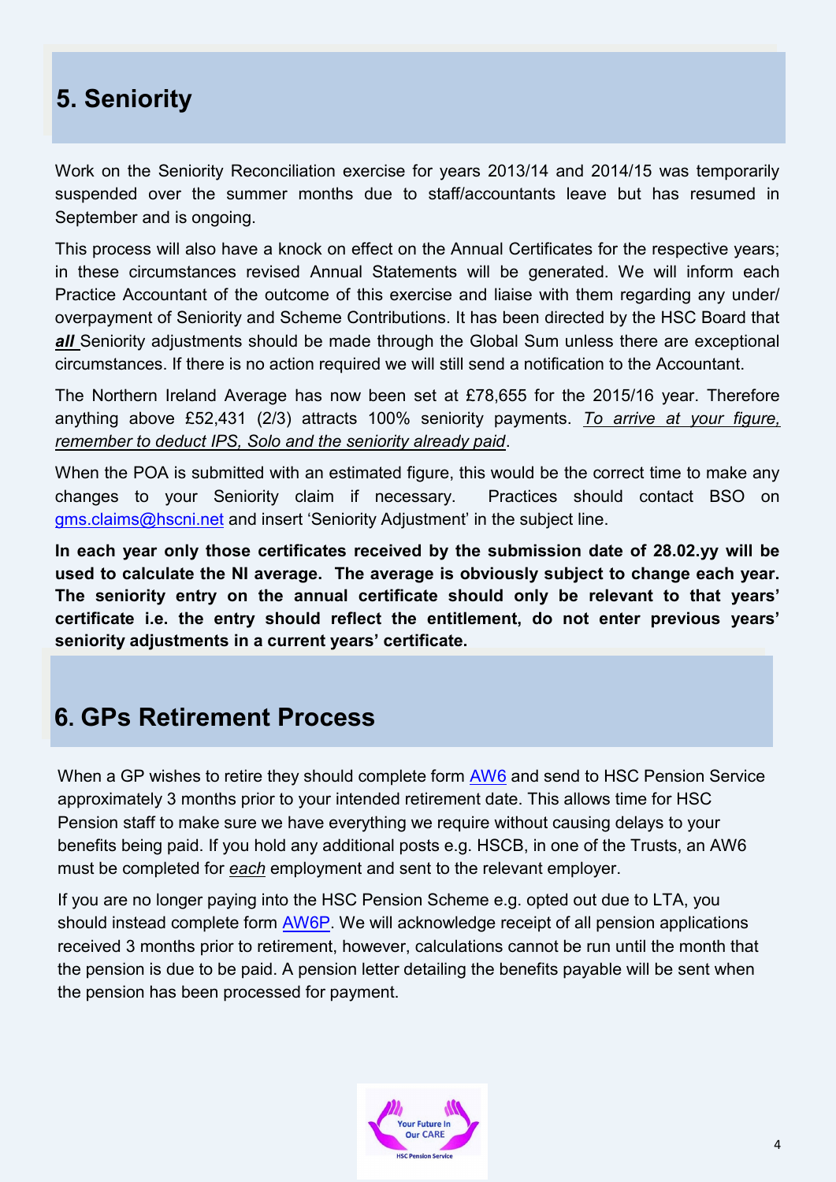## 5. Seniority

Work on the Seniority Reconciliation exercise for years 2013/14 and 2014/15 was temporarily suspended over the summer months due to staff/accountants leave but has resumed in September and is ongoing.

This process will also have a knock on effect on the Annual Certificates for the respective years; in these circumstances revised Annual Statements will be generated. We will inform each Practice Accountant of the outcome of this exercise and liaise with them regarding any under/ overpayment of Seniority and Scheme Contributions. It has been directed by the HSC Board that ***all*** Seniority adjustments should be made through the Global Sum unless there are exceptional circumstances. If there is no action required we will still send a notification to the Accountant.

The Northern Ireland Average has now been set at £78,655 for the 2015/16 year. Therefore anything above £52,431 (2/3) attracts 100% seniority payments. *To arrive at your figure, remember to deduct IPS, Solo and the seniority already paid*.

When the POA is submitted with an estimated figure, this would be the correct time to make any changes to your Seniority claim if necessary. Practices should contact BSO on gms.claims@hscni.net and insert 'Seniority Adjustment' in the subject line.

**In each year only those certificates received by the submission date of 28.02.yy will be used to calculate the NI average. The average is obviously subject to change each year. The seniority entry on the annual certificate should only be relevant to that years' certificate i.e. the entry should reflect the entitlement, do not enter previous years' seniority adjustments in a current years' certificate.**

## 6. GPs Retirement Process

When a GP wishes to retire they should complete form AW6 and send to HSC Pension Service approximately 3 months prior to your intended retirement date. This allows time for HSC Pension staff to make sure we have everything we require without causing delays to your benefits being paid. If you hold any additional posts e.g. HSCB, in one of the Trusts, an AW6 must be completed for *each* employment and sent to the relevant employer.

If you are no longer paying into the HSC Pension Scheme e.g. opted out due to LTA, you should instead complete form AW6P. We will acknowledge receipt of all pension applications received 3 months prior to retirement, however, calculations cannot be run until the month that the pension is due to be paid. A pension letter detailing the benefits payable will be sent when the pension has been processed for payment.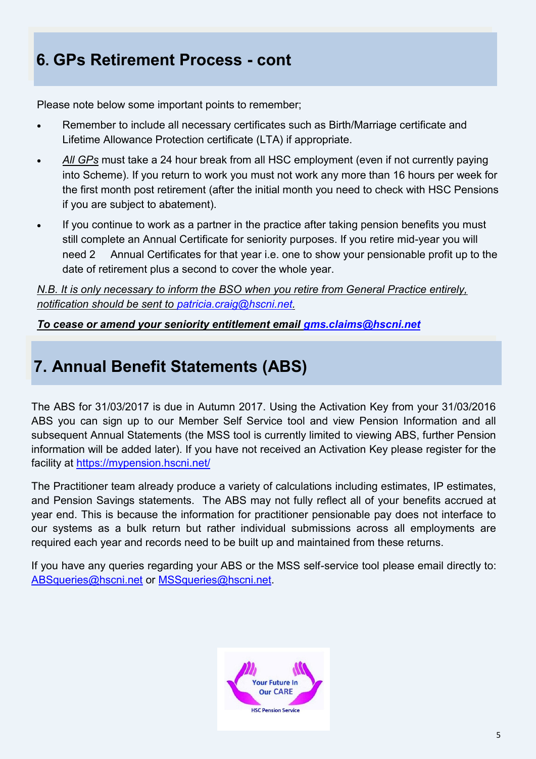## 6. GPs Retirement Process - cont

Please note below some important points to remember;

- Remember to include all necessary certificates such as Birth/Marriage certificate and Lifetime Allowance Protection certificate (LTA) if appropriate.
- *All GPs* must take a 24 hour break from all HSC employment (even if not currently paying into Scheme). If you return to work you must not work any more than 16 hours per week for the first month post retirement (after the initial month you need to check with HSC Pensions if you are subject to abatement).
- If you continue to work as a partner in the practice after taking pension benefits you must still complete an Annual Certificate for seniority purposes. If you retire mid-year you will need 2 Annual Certificates for that year i.e. one to show your pensionable profit up to the date of retirement plus a second to cover the whole year.

*N.B. It is only necessary to inform the BSO when you retire from General Practice entirely, notification should be sent to patricia.craig@hscni.net.*

***To cease or amend your seniority entitlement email gms.claims@hscni.net***

## 7. Annual Benefit Statements (ABS)

The ABS for 31/03/2017 is due in Autumn 2017. Using the Activation Key from your 31/03/2016 ABS you can sign up to our Member Self Service tool and view Pension Information and all subsequent Annual Statements (the MSS tool is currently limited to viewing ABS, further Pension information will be added later). If you have not received an Activation Key please register for the facility at https://mypension.hscni.net/

The Practitioner team already produce a variety of calculations including estimates, IP estimates, and Pension Savings statements. The ABS may not fully reflect all of your benefits accrued at year end. This is because the information for practitioner pensionable pay does not interface to our systems as a bulk return but rather individual submissions across all employments are required each year and records need to be built up and maintained from these returns.

If you have any queries regarding your ABS or the MSS self-service tool please email directly to: ABSqueries@hscni.net or MSSqueries@hscni.net.

Your Future In Our CARE

HSC Pension Service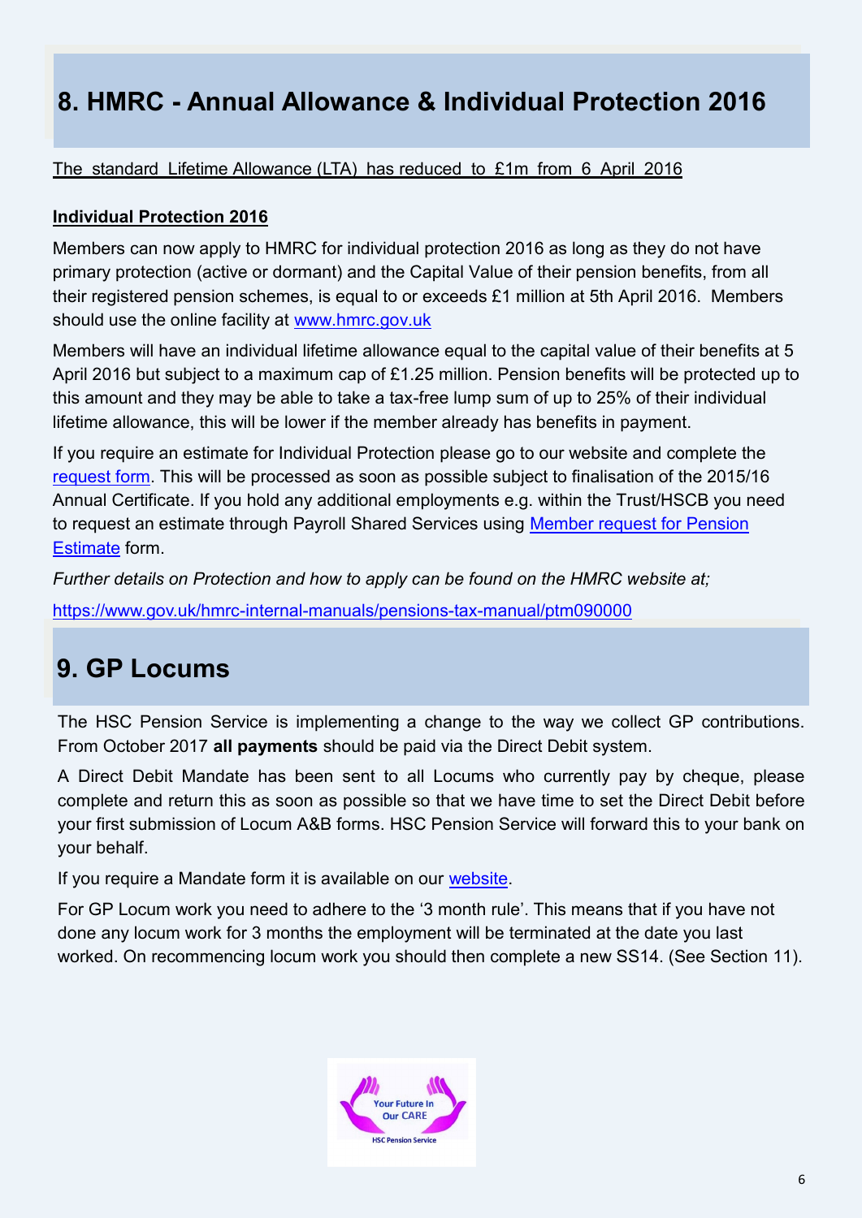# 8. HMRC - Annual Allowance & Individual Protection 2016

The standard Lifetime Allowance (LTA) has reduced to £1m from 6 April 2016

**Individual Protection 2016**

Members can now apply to HMRC for individual protection 2016 as long as they do not have primary protection (active or dormant) and the Capital Value of their pension benefits, from all their registered pension schemes, is equal to or exceeds £1 million at 5th April 2016. Members should use the online facility at www.hmrc.gov.uk

Members will have an individual lifetime allowance equal to the capital value of their benefits at 5 April 2016 but subject to a maximum cap of £1.25 million. Pension benefits will be protected up to this amount and they may be able to take a tax-free lump sum of up to 25% of their individual lifetime allowance, this will be lower if the member already has benefits in payment.

If you require an estimate for Individual Protection please go to our website and complete the request form. This will be processed as soon as possible subject to finalisation of the 2015/16 Annual Certificate. If you hold any additional employments e.g. within the Trust/HSCB you need to request an estimate through Payroll Shared Services using Member request for Pension Estimate form.

*Further details on Protection and how to apply can be found on the HMRC website at;*

https://www.gov.uk/hmrc-internal-manuals/pensions-tax-manual/ptm090000

# 9. GP Locums

The HSC Pension Service is implementing a change to the way we collect GP contributions. From October 2017 **all payments** should be paid via the Direct Debit system.

A Direct Debit Mandate has been sent to all Locums who currently pay by cheque, please complete and return this as soon as possible so that we have time to set the Direct Debit before your first submission of Locum A&B forms. HSC Pension Service will forward this to your bank on your behalf.

If you require a Mandate form it is available on our website.

For GP Locum work you need to adhere to the '3 month rule'. This means that if you have not done any locum work for 3 months the employment will be terminated at the date you last worked. On recommencing locum work you should then complete a new SS14. (See Section 11).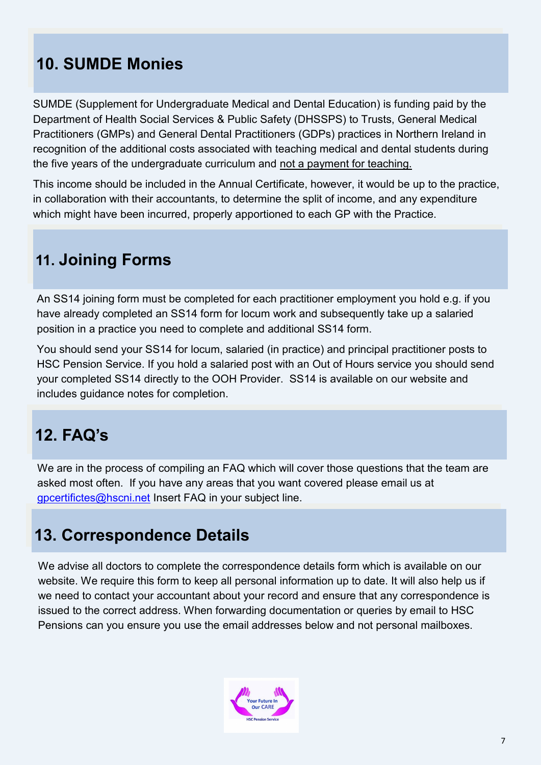## 10. SUMDE Monies

SUMDE (Supplement for Undergraduate Medical and Dental Education) is funding paid by the Department of Health Social Services & Public Safety (DHSSPS) to Trusts, General Medical Practitioners (GMPs) and General Dental Practitioners (GDPs) practices in Northern Ireland in recognition of the additional costs associated with teaching medical and dental students during the five years of the undergraduate curriculum and <u>not a payment for teaching.</u>

This income should be included in the Annual Certificate, however, it would be up to the practice, in collaboration with their accountants, to determine the split of income, and any expenditure which might have been incurred, properly apportioned to each GP with the Practice.

## 11. Joining Forms

An SS14 joining form must be completed for each practitioner employment you hold e.g. if you have already completed an SS14 form for locum work and subsequently take up a salaried position in a practice you need to complete and additional SS14 form.

You should send your SS14 for locum, salaried (in practice) and principal practitioner posts to HSC Pension Service. If you hold a salaried post with an Out of Hours service you should send your completed SS14 directly to the OOH Provider. SS14 is available on our website and includes guidance notes for completion.

## 12. FAQ's

We are in the process of compiling an FAQ which will cover those questions that the team are asked most often. If you have any areas that you want covered please email us at gpcertifictes@hscni.net Insert FAQ in your subject line.

## 13. Correspondence Details

We advise all doctors to complete the correspondence details form which is available on our website. We require this form to keep all personal information up to date. It will also help us if we need to contact your accountant about your record and ensure that any correspondence is issued to the correct address. When forwarding documentation or queries by email to HSC Pensions can you ensure you use the email addresses below and not personal mailboxes.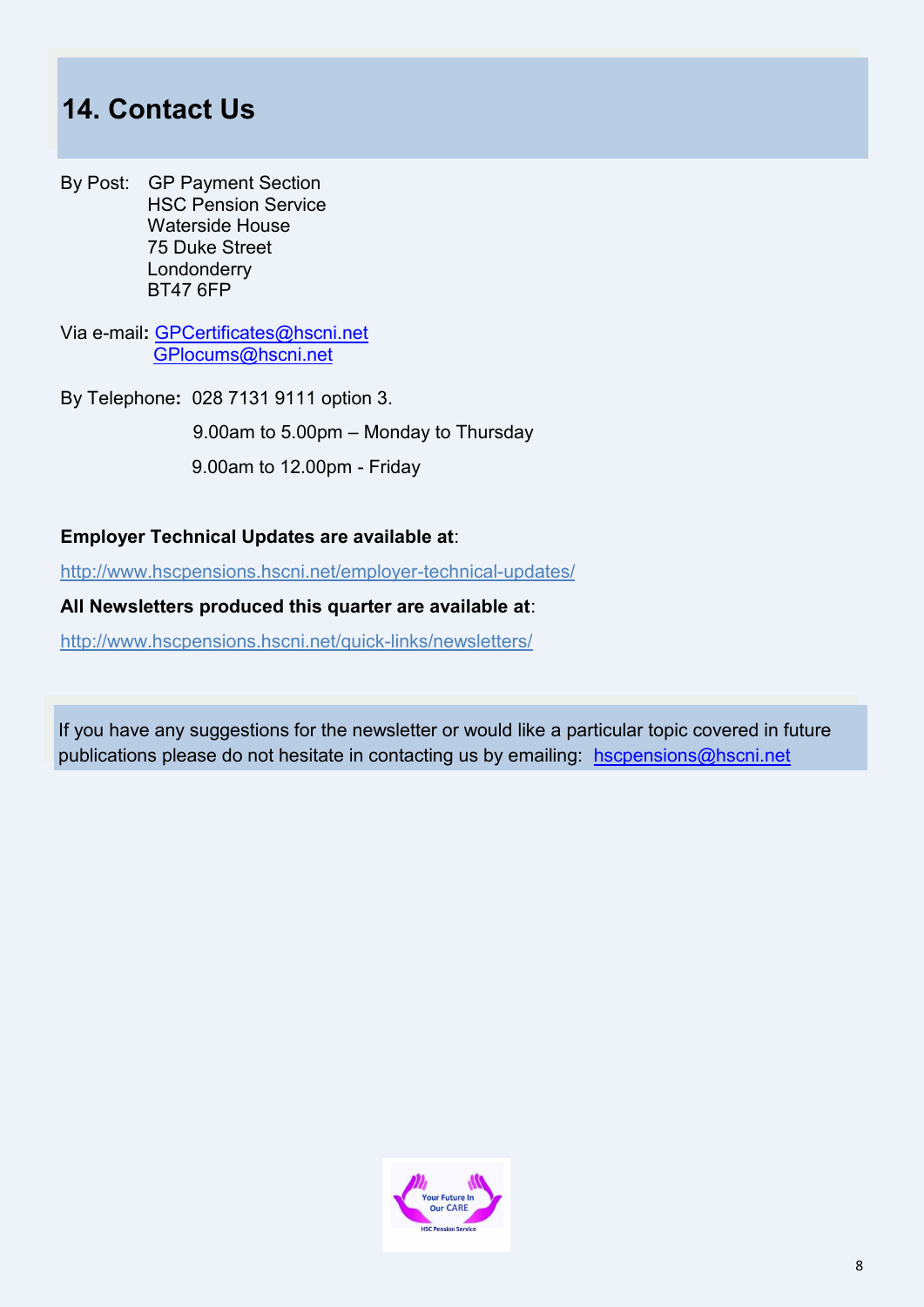## 14. Contact Us

By Post: GP Payment Section
HSC Pension Service
Waterside House
75 Duke Street
Londonderry
BT47 6FP

Via e-mail**:** GPCertificates@hscni.net
GPlocums@hscni.net

By Telephone**:** 028 7131 9111 option 3.

9.00am to 5.00pm – Monday to Thursday

9.00am to 12.00pm - Friday

**Employer Technical Updates are available at**:

http://www.hscpensions.hscni.net/employer-technical-updates/

**All Newsletters produced this quarter are available at**:

http://www.hscpensions.hscni.net/quick-links/newsletters/

If you have any suggestions for the newsletter or would like a particular topic covered in future publications please do not hesitate in contacting us by emailing: hscpensions@hscni.net